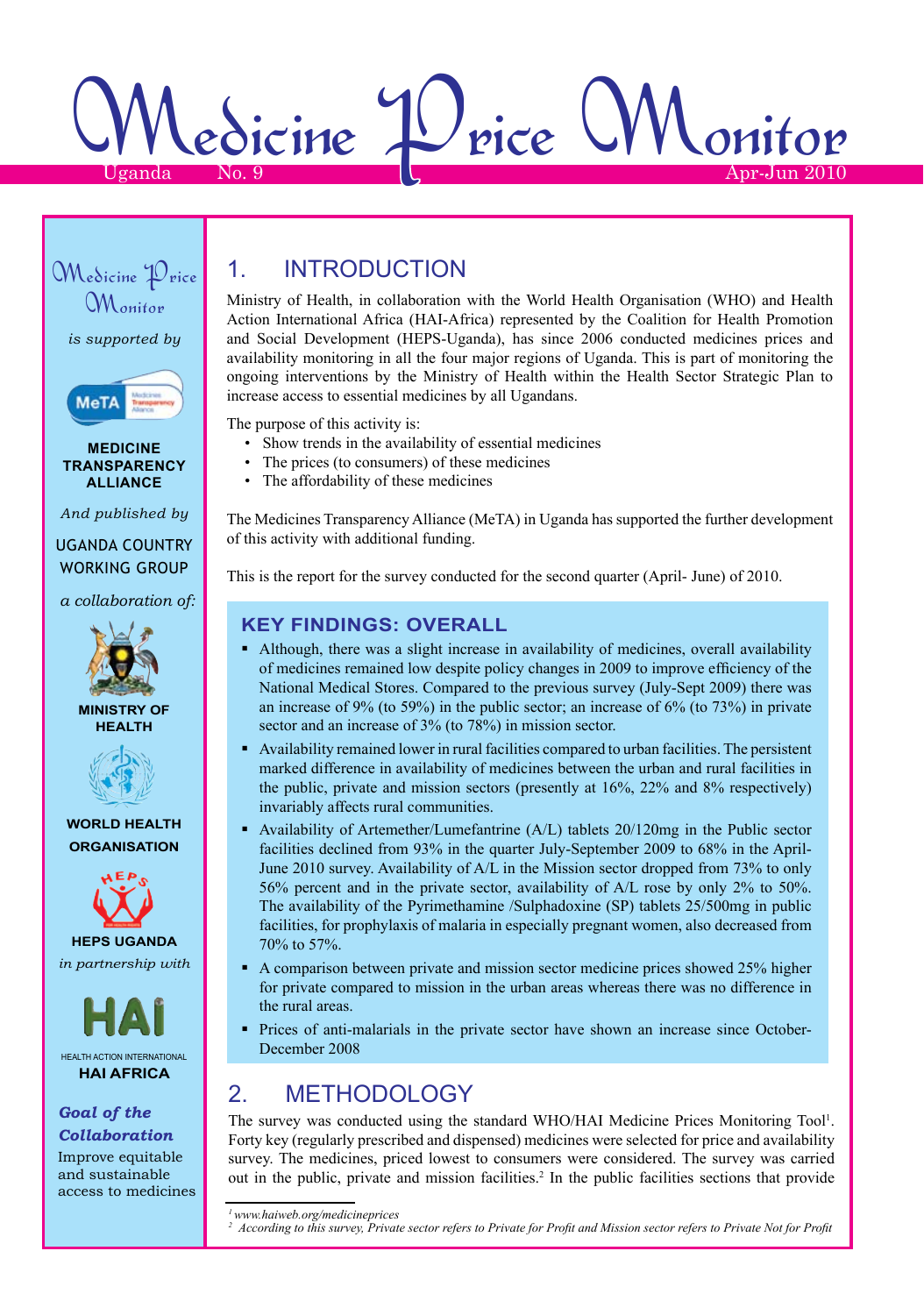# Medicine Price Monitor

Uganda No. 9 Apr-Jun 2010

Medicine Price Monitor

*is supported by*

MEDICINE TRANSPARENCY ALLIANCE

*And published by*

UGANDA COUNTRY WORKING GROUP

*a collaboration of:*

MINISTRY OF HEALTH

WORLD HEALTH ORGANISATION

HEPS UGANDA

*in partnership with*

HEALTH ACTION INTERNATIONAL
HAI AFRICA

***Goal of the Collaboration***

Improve equitable and sustainable access to medicines

## 1. INTRODUCTION

Ministry of Health, in collaboration with the World Health Organisation (WHO) and Health Action International Africa (HAI-Africa) represented by the Coalition for Health Promotion and Social Development (HEPS-Uganda), has since 2006 conducted medicines prices and availability monitoring in all the four major regions of Uganda. This is part of monitoring the ongoing interventions by the Ministry of Health within the Health Sector Strategic Plan to increase access to essential medicines by all Ugandans.

The purpose of this activity is:

- Show trends in the availability of essential medicines
- The prices (to consumers) of these medicines
- The affordability of these medicines

The Medicines Transparency Alliance (MeTA) in Uganda has supported the further development of this activity with additional funding.

This is the report for the survey conducted for the second quarter (April- June) of 2010.

### KEY FINDINGS: OVERALL

- Although, there was a slight increase in availability of medicines, overall availability of medicines remained low despite policy changes in 2009 to improve efficiency of the National Medical Stores. Compared to the previous survey (July-Sept 2009) there was an increase of 9% (to 59%) in the public sector; an increase of 6% (to 73%) in private sector and an increase of 3% (to 78%) in mission sector.
- Availability remained lower in rural facilities compared to urban facilities. The persistent marked difference in availability of medicines between the urban and rural facilities in the public, private and mission sectors (presently at 16%, 22% and 8% respectively) invariably affects rural communities.
- Availability of Artemether/Lumefantrine (A/L) tablets 20/120mg in the Public sector facilities declined from 93% in the quarter July-September 2009 to 68% in the April-June 2010 survey. Availability of A/L in the Mission sector dropped from 73% to only 56% percent and in the private sector, availability of A/L rose by only 2% to 50%. The availability of the Pyrimethamine /Sulphadoxine (SP) tablets 25/500mg in public facilities, for prophylaxis of malaria in especially pregnant women, also decreased from 70% to 57%.
- A comparison between private and mission sector medicine prices showed 25% higher for private compared to mission in the urban areas whereas there was no difference in the rural areas.
- Prices of anti-malarials in the private sector have shown an increase since October-December 2008

## 2. METHODOLOGY

The survey was conducted using the standard WHO/HAI Medicine Prices Monitoring Tool[1]. Forty key (regularly prescribed and dispensed) medicines were selected for price and availability survey. The medicines, priced lowest to consumers were considered. The survey was carried out in the public, private and mission facilities.[2] In the public facilities sections that provide

---

[1] *www.haiweb.org/medicineprices*

[2] *According to this survey, Private sector refers to Private for Profit and Mission sector refers to Private Not for Profit*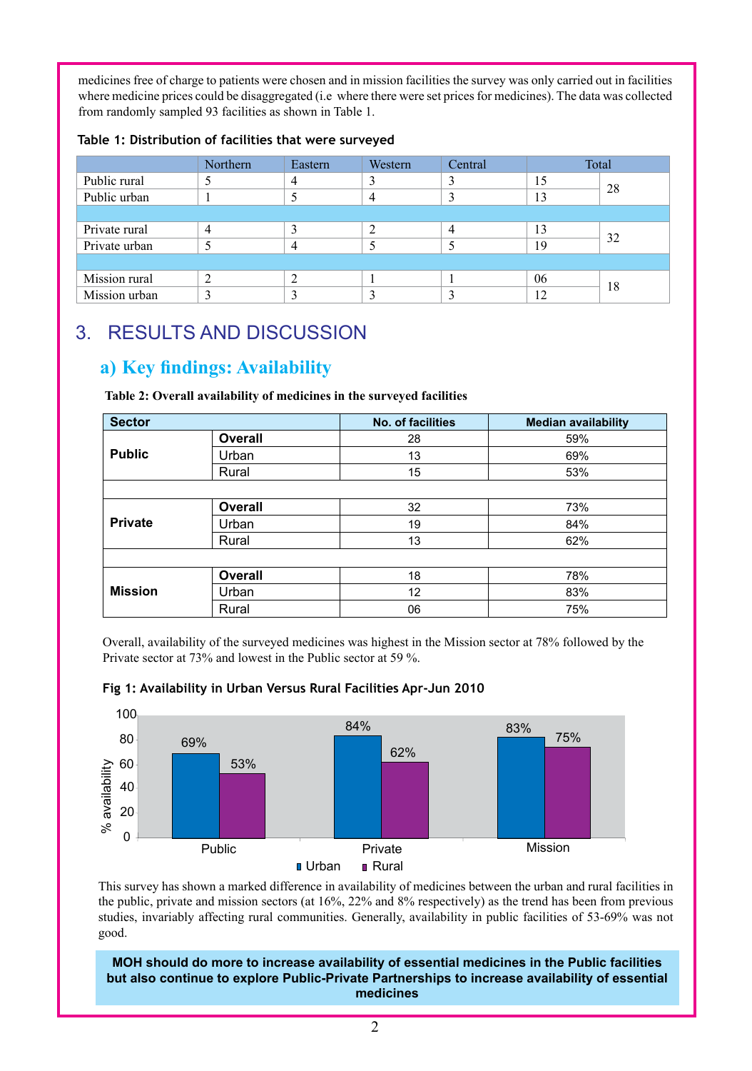medicines free of charge to patients were chosen and in mission facilities the survey was only carried out in facilities where medicine prices could be disaggregated (i.e where there were set prices for medicines). The data was collected from randomly sampled 93 facilities as shown in Table 1.

**Table 1: Distribution of facilities that were surveyed**

| | Northern | Eastern | Western | Central | Total | |
|---|---|---|---|---|---|---|
| Public rural | 5 | 4 | 3 | 3 | 15 | 28 |
| Public urban | 1 | 5 | 4 | 3 | 13 | |
| | | | | | | |
| Private rural | 4 | 3 | 2 | 4 | 13 | 32 |
| Private urban | 5 | 4 | 5 | 5 | 19 | |
| | | | | | | |
| Mission rural | 2 | 2 | 1 | 1 | 06 | 18 |
| Mission urban | 3 | 3 | 3 | 3 | 12 | |

# 3. RESULTS AND DISCUSSION

## a) Key findings: Availability

**Table 2: Overall availability of medicines in the surveyed facilities**

| Sector | | No. of facilities | Median availability |
|---|---|---|---|
| **Public** | **Overall** | 28 | 59% |
| | Urban | 13 | 69% |
| | Rural | 15 | 53% |
| | | | |
| **Private** | **Overall** | 32 | 73% |
| | Urban | 19 | 84% |
| | Rural | 13 | 62% |
| | | | |
| **Mission** | **Overall** | 18 | 78% |
| | Urban | 12 | 83% |
| | Rural | 06 | 75% |

Overall, availability of the surveyed medicines was highest in the Mission sector at 78% followed by the Private sector at 73% and lowest in the Public sector at 59 %.

**Fig 1: Availability in Urban Versus Rural Facilities Apr-Jun 2010**

| Sector | Urban | Rural |
|---|---|---|
| Public | 69% | 53% |
| Private | 84% | 62% |
| Mission | 83% | 75% |

This survey has shown a marked difference in availability of medicines between the urban and rural facilities in the public, private and mission sectors (at 16%, 22% and 8% respectively) as the trend has been from previous studies, invariably affecting rural communities. Generally, availability in public facilities of 53-69% was not good.

**MOH should do more to increase availability of essential medicines in the Public facilities but also continue to explore Public-Private Partnerships to increase availability of essential medicines**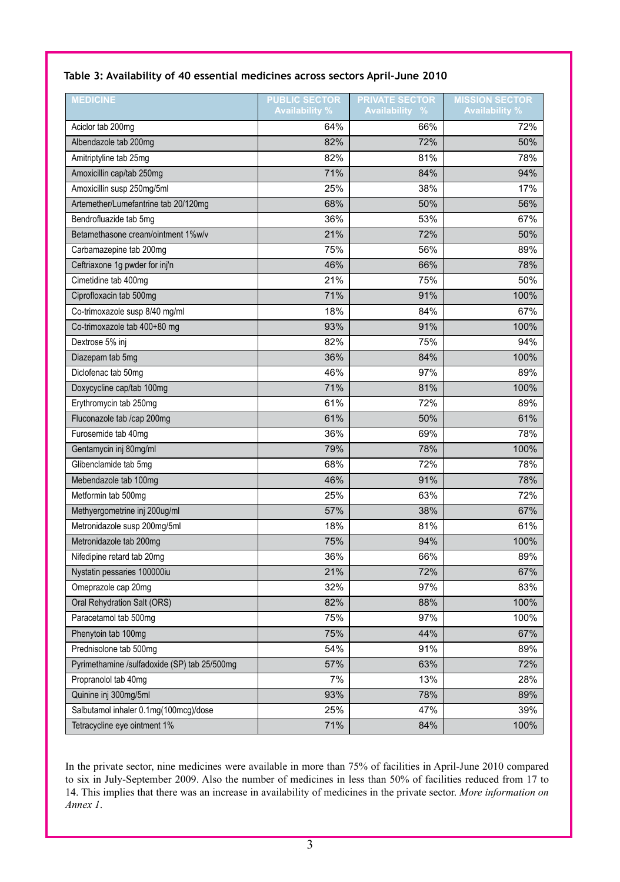**Table 3: Availability of 40 essential medicines across sectors April-June 2010**

| MEDICINE | PUBLIC SECTOR Availability % | PRIVATE SECTOR Availability % | MISSION SECTOR Availability % |
|---|---|---|---|
| Aciclor tab 200mg | 64% | 66% | 72% |
| Albendazole tab 200mg | 82% | 72% | 50% |
| Amitriptyline tab 25mg | 82% | 81% | 78% |
| Amoxicillin cap/tab 250mg | 71% | 84% | 94% |
| Amoxicillin susp 250mg/5ml | 25% | 38% | 17% |
| Artemether/Lumefantrine tab 20/120mg | 68% | 50% | 56% |
| Bendrofluazide tab 5mg | 36% | 53% | 67% |
| Betamethasone cream/ointment 1%w/v | 21% | 72% | 50% |
| Carbamazepine tab 200mg | 75% | 56% | 89% |
| Ceftriaxone 1g pwder for inj'n | 46% | 66% | 78% |
| Cimetidine tab 400mg | 21% | 75% | 50% |
| Ciprofloxacin tab 500mg | 71% | 91% | 100% |
| Co-trimoxazole susp 8/40 mg/ml | 18% | 84% | 67% |
| Co-trimoxazole tab 400+80 mg | 93% | 91% | 100% |
| Dextrose 5% inj | 82% | 75% | 94% |
| Diazepam tab 5mg | 36% | 84% | 100% |
| Diclofenac tab 50mg | 46% | 97% | 89% |
| Doxycycline cap/tab 100mg | 71% | 81% | 100% |
| Erythromycin tab 250mg | 61% | 72% | 89% |
| Fluconazole tab /cap 200mg | 61% | 50% | 61% |
| Furosemide tab 40mg | 36% | 69% | 78% |
| Gentamycin inj 80mg/ml | 79% | 78% | 100% |
| Glibenclamide tab 5mg | 68% | 72% | 78% |
| Mebendazole tab 100mg | 46% | 91% | 78% |
| Metformin tab 500mg | 25% | 63% | 72% |
| Methyergometrine inj 200ug/ml | 57% | 38% | 67% |
| Metronidazole susp 200mg/5ml | 18% | 81% | 61% |
| Metronidazole tab 200mg | 75% | 94% | 100% |
| Nifedipine retard tab 20mg | 36% | 66% | 89% |
| Nystatin pessaries 100000iu | 21% | 72% | 67% |
| Omeprazole cap 20mg | 32% | 97% | 83% |
| Oral Rehydration Salt (ORS) | 82% | 88% | 100% |
| Paracetamol tab 500mg | 75% | 97% | 100% |
| Phenytoin tab 100mg | 75% | 44% | 67% |
| Prednisolone tab 500mg | 54% | 91% | 89% |
| Pyrimethamine /sulfadoxide (SP) tab 25/500mg | 57% | 63% | 72% |
| Propranolol tab 40mg | 7% | 13% | 28% |
| Quinine inj 300mg/5ml | 93% | 78% | 89% |
| Salbutamol inhaler 0.1mg(100mcg)/dose | 25% | 47% | 39% |
| Tetracycline eye ointment 1% | 71% | 84% | 100% |

In the private sector, nine medicines were available in more than 75% of facilities in April-June 2010 compared to six in July-September 2009. Also the number of medicines in less than 50% of facilities reduced from 17 to 14. This implies that there was an increase in availability of medicines in the private sector. *More information on Annex 1*.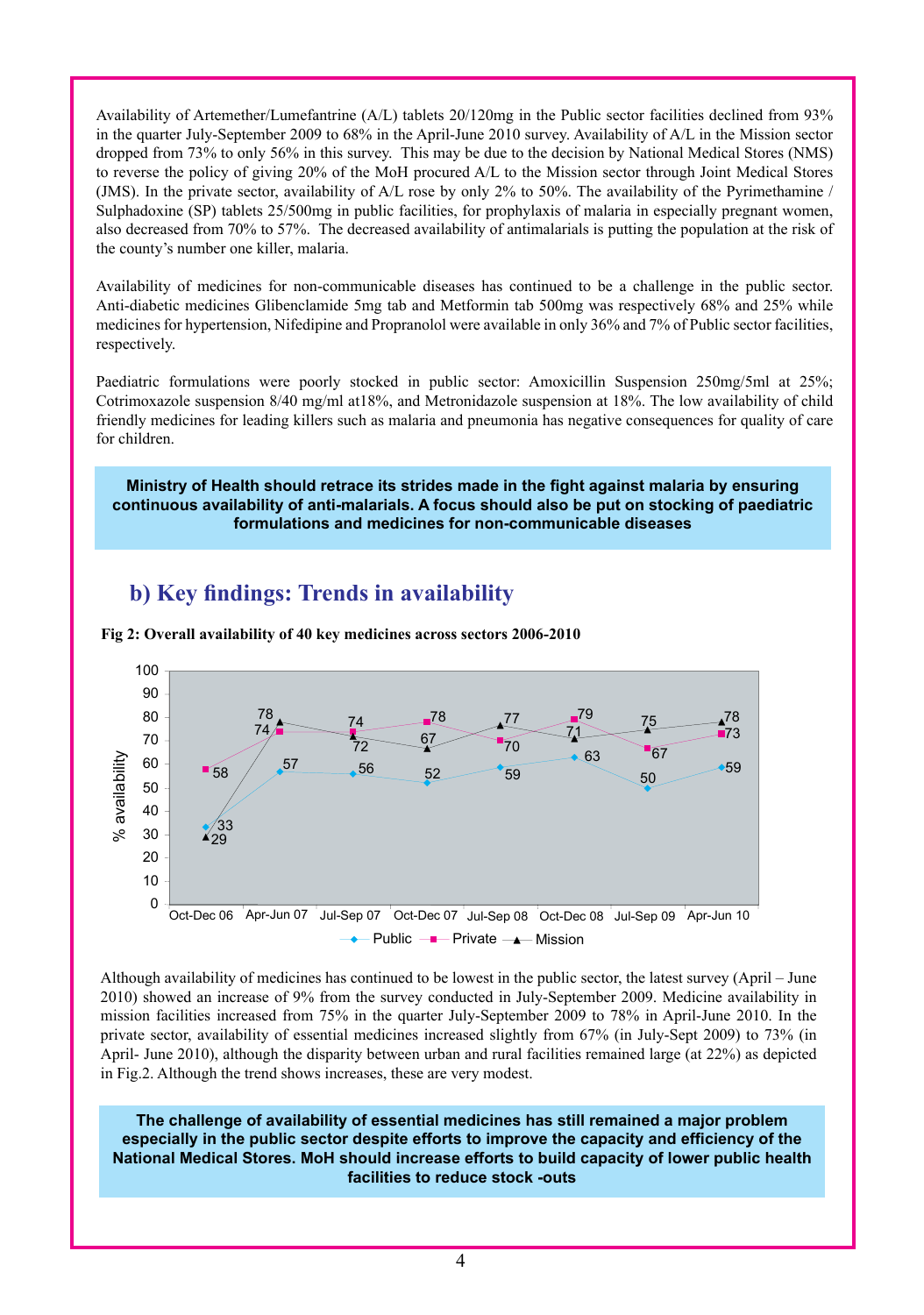Availability of Artemether/Lumefantrine (A/L) tablets 20/120mg in the Public sector facilities declined from 93% in the quarter July-September 2009 to 68% in the April-June 2010 survey. Availability of A/L in the Mission sector dropped from 73% to only 56% in this survey. This may be due to the decision by National Medical Stores (NMS) to reverse the policy of giving 20% of the MoH procured A/L to the Mission sector through Joint Medical Stores (JMS). In the private sector, availability of A/L rose by only 2% to 50%. The availability of the Pyrimethamine / Sulphadoxine (SP) tablets 25/500mg in public facilities, for prophylaxis of malaria in especially pregnant women, also decreased from 70% to 57%. The decreased availability of antimalarials is putting the population at the risk of the county's number one killer, malaria.

Availability of medicines for non-communicable diseases has continued to be a challenge in the public sector. Anti-diabetic medicines Glibenclamide 5mg tab and Metformin tab 500mg was respectively 68% and 25% while medicines for hypertension, Nifedipine and Propranolol were available in only 36% and 7% of Public sector facilities, respectively.

Paediatric formulations were poorly stocked in public sector: Amoxicillin Suspension 250mg/5ml at 25%; Cotrimoxazole suspension 8/40 mg/ml at18%, and Metronidazole suspension at 18%. The low availability of child friendly medicines for leading killers such as malaria and pneumonia has negative consequences for quality of care for children.

**Ministry of Health should retrace its strides made in the fight against malaria by ensuring continuous availability of anti-malarials. A focus should also be put on stocking of paediatric formulations and medicines for non-communicable diseases**

## b) Key findings: Trends in availability

**Fig 2: Overall availability of 40 key medicines across sectors 2006-2010**

| % availability | Oct-Dec 06 | Apr-Jun 07 | Jul-Sep 07 | Oct-Dec 07 | Jul-Sep 08 | Oct-Dec 08 | Jul-Sep 09 | Apr-Jun 10 |
|---|---|---|---|---|---|---|---|---|
| Public | 33 | 57 | 56 | 52 | 59 | 63 | 50 | 59 |
| Private | 58 | 74 | 74 | 78 | 70 | 79 | 67 | 73 |
| Mission | 29 | 78 | 72 | 67 | 77 | 71 | 75 | 78 |

Although availability of medicines has continued to be lowest in the public sector, the latest survey (April – June 2010) showed an increase of 9% from the survey conducted in July-September 2009. Medicine availability in mission facilities increased from 75% in the quarter July-September 2009 to 78% in April-June 2010. In the private sector, availability of essential medicines increased slightly from 67% (in July-Sept 2009) to 73% (in April- June 2010), although the disparity between urban and rural facilities remained large (at 22%) as depicted in Fig.2. Although the trend shows increases, these are very modest.

**The challenge of availability of essential medicines has still remained a major problem especially in the public sector despite efforts to improve the capacity and efficiency of the National Medical Stores. MoH should increase efforts to build capacity of lower public health facilities to reduce stock -outs**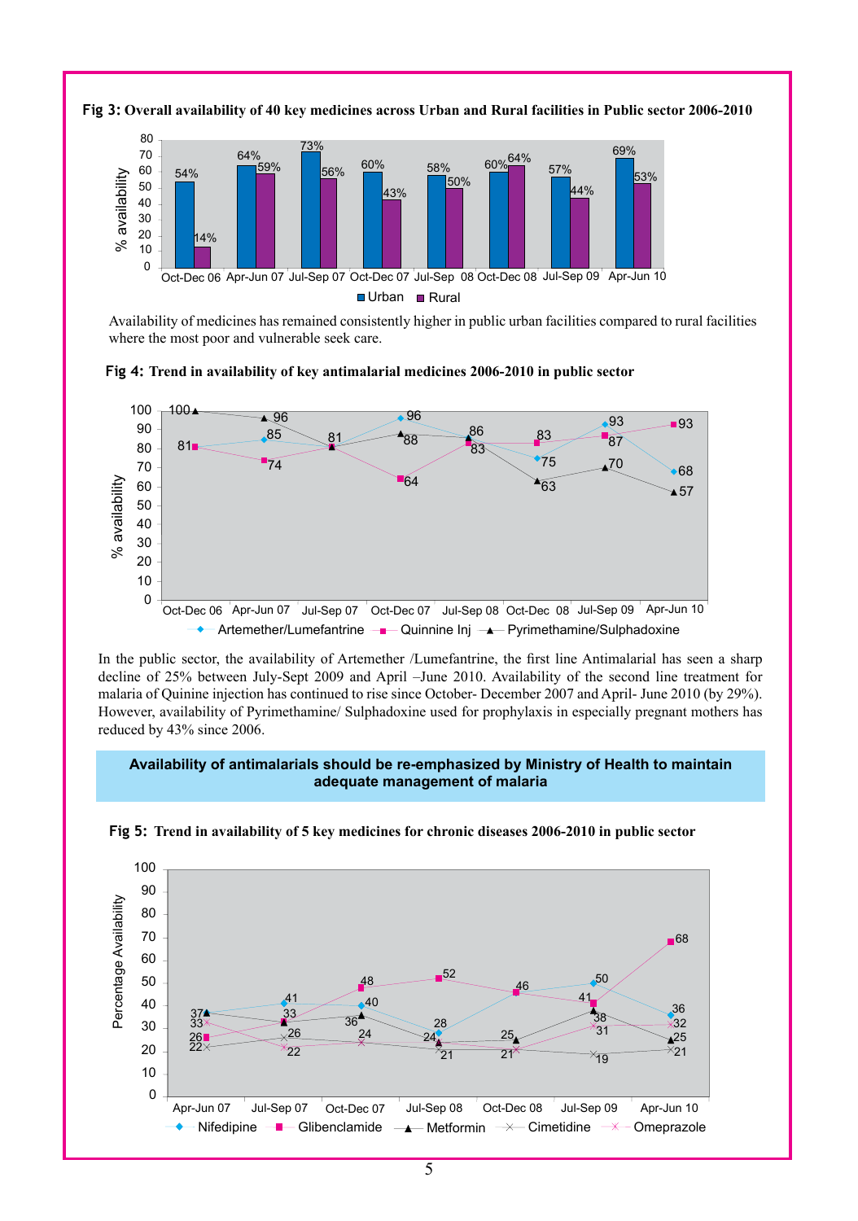**Fig 3: Overall availability of 40 key medicines across Urban and Rural facilities in Public sector 2006-2010**

| Period | Urban | Rural |
|---|---|---|
| Oct-Dec 06 | 54% | 14% |
| Apr-Jun 07 | 64% | 59% |
| Jul-Sep 07 | 73% | 56% |
| Oct-Dec 07 | 60% | 43% |
| Jul-Sep 08 | 58% | 50% |
| Oct-Dec 08 | 60% | 64% |
| Jul-Sep 09 | 57% | 44% |
| Apr-Jun 10 | 69% | 53% |

Availability of medicines has remained consistently higher in public urban facilities compared to rural facilities where the most poor and vulnerable seek care.

**Fig 4: Trend in availability of key antimalarial medicines 2006-2010 in public sector**

| Period | Artemether/Lumefantrine | Quinnine Inj | Pyrimethamine/Sulphadoxine |
|---|---|---|---|
| Oct-Dec 06 | 81 | 81 | 100 |
| Apr-Jun 07 | 85 | 74 | 96 |
| Jul-Sep 07 | 81 | 81 | 81 |
| Oct-Dec 07 | 96 | 64 | 88 |
| Jul-Sep 08 | 86 | 83 | 86 |
| Oct-Dec 08 | 75 | 83 | 63 |
| Jul-Sep 09 | 93 | 87 | 70 |
| Apr-Jun 10 | 68 | 93 | 57 |

In the public sector, the availability of Artemether /Lumefantrine, the first line Antimalarial has seen a sharp decline of 25% between July-Sept 2009 and April –June 2010. Availability of the second line treatment for malaria of Quinine injection has continued to rise since October- December 2007 and April- June 2010 (by 29%). However, availability of Pyrimethamine/ Sulphadoxine used for prophylaxis in especially pregnant mothers has reduced by 43% since 2006.

**Availability of antimalarials should be re-emphasized by Ministry of Health to maintain adequate management of malaria**

**Fig 5: Trend in availability of 5 key medicines for chronic diseases 2006-2010 in public sector**

| Period | Nifedipine | Glibenclamide | Metformin | Cimetidine | Omeprazole |
|---|---|---|---|---|---|
| Apr-Jun 07 | 37 | 26 | 37 | 22 | 33 |
| Jul-Sep 07 | 41 | 33 | 33 | 26 | 22 |
| Oct-Dec 07 | 40 | 48 | 36 | 24 | 24 |
| Jul-Sep 08 | 28 | 52 | 24 | 21 | 24 |
| Oct-Dec 08 | 46 | 46 | 25 | 21 | 21 |
| Jul-Sep 09 | 50 | 41 | 38 | 19 | 31 |
| Apr-Jun 10 | 36 | 68 | 25 | 21 | 32 |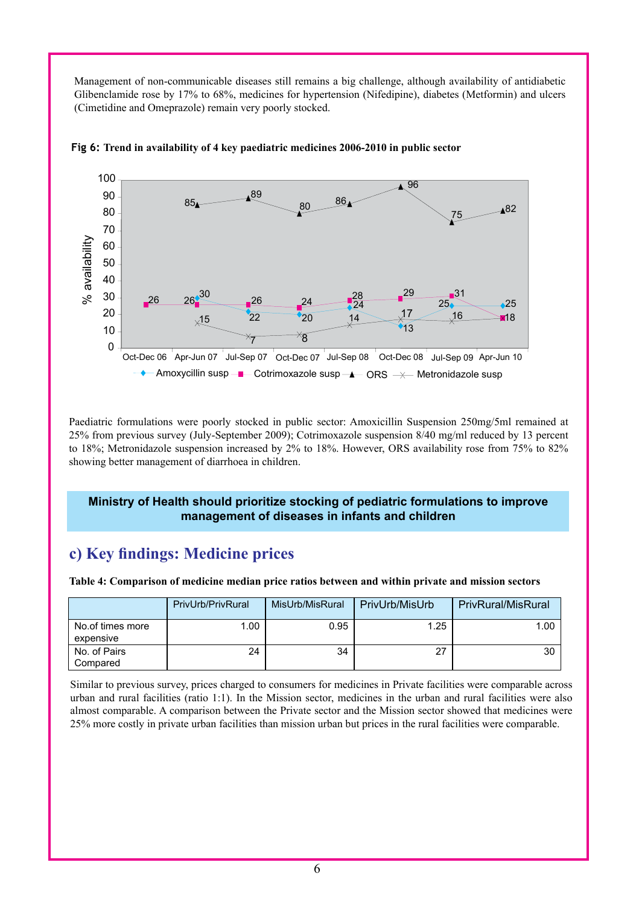Management of non-communicable diseases still remains a big challenge, although availability of antidiabetic Glibenclamide rose by 17% to 68%, medicines for hypertension (Nifedipine), diabetes (Metformin) and ulcers (Cimetidine and Omeprazole) remain very poorly stocked.

**Fig 6: Trend in availability of 4 key paediatric medicines 2006-2010 in public sector**

| Period | Amoxycillin susp | Cotrimoxazole susp | ORS | Metronidazole susp |
|---|---|---|---|---|
| Oct-Dec 06 | | 26 | | |
| Apr-Jun 07 | 30 | 26 | 85 | 15 |
| Jul-Sep 07 | 22 | 26 | 89 | 7 |
| Oct-Dec 07 | 20 | 24 | 80 | 8 |
| Jul-Sep 08 | 24 | 28 | 86 | 14 |
| Oct-Dec 08 | 13 | 29 | 96 | 17 |
| Jul-Sep 09 | 25 | 31 | 75 | 16 |
| Apr-Jun 10 | 25 | 18 | 82 | 18 |

Paediatric formulations were poorly stocked in public sector: Amoxicillin Suspension 250mg/5ml remained at 25% from previous survey (July-September 2009); Cotrimoxazole suspension 8/40 mg/ml reduced by 13 percent to 18%; Metronidazole suspension increased by 2% to 18%. However, ORS availability rose from 75% to 82% showing better management of diarrhoea in children.

**Ministry of Health should prioritize stocking of pediatric formulations to improve management of diseases in infants and children**

## c) Key findings: Medicine prices

**Table 4: Comparison of medicine median price ratios between and within private and mission sectors**

| | PrivUrb/PrivRural | MisUrb/MisRural | PrivUrb/MisUrb | PrivRural/MisRural |
|---|---|---|---|---|
| No.of times more expensive | 1.00 | 0.95 | 1.25 | 1.00 |
| No. of Pairs Compared | 24 | 34 | 27 | 30 |

Similar to previous survey, prices charged to consumers for medicines in Private facilities were comparable across urban and rural facilities (ratio 1:1). In the Mission sector, medicines in the urban and rural facilities were also almost comparable. A comparison between the Private sector and the Mission sector showed that medicines were 25% more costly in private urban facilities than mission urban but prices in the rural facilities were comparable.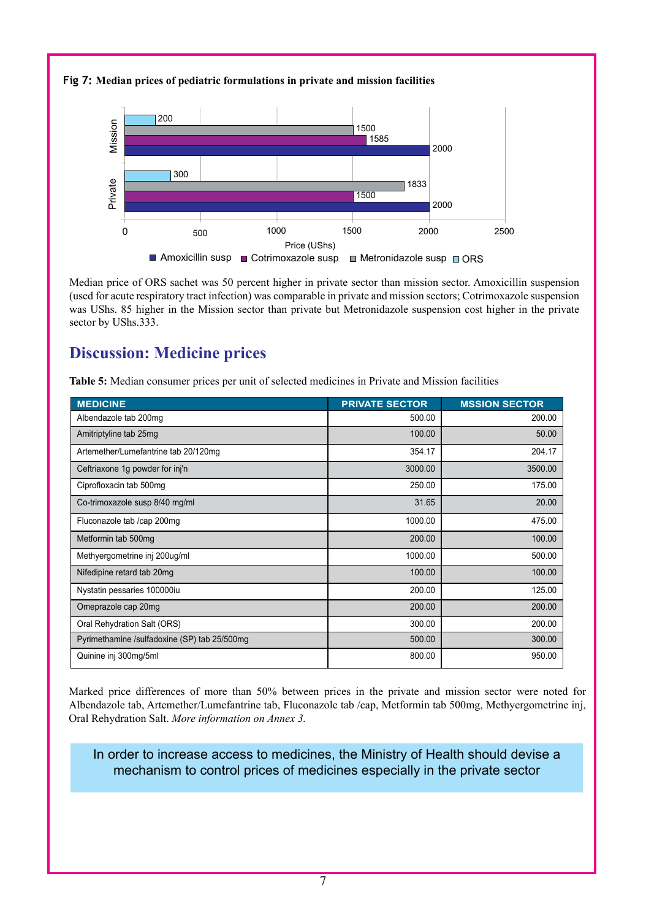**Fig 7: Median prices of pediatric formulations in private and mission facilities**

| | Amoxicillin susp | Cotrimoxazole susp | Metronidazole susp | ORS |
|---|---|---|---|---|
| Mission | 2000 | 1585 | 1500 | 200 |
| Private | 2000 | 1500 | 1833 | 300 |

Price (UShs)

Median price of ORS sachet was 50 percent higher in private sector than mission sector. Amoxicillin suspension (used for acute respiratory tract infection) was comparable in private and mission sectors; Cotrimoxazole suspension was UShs. 85 higher in the Mission sector than private but Metronidazole suspension cost higher in the private sector by UShs.333.

## Discussion: Medicine prices

**Table 5:** Median consumer prices per unit of selected medicines in Private and Mission facilities

| MEDICINE | PRIVATE SECTOR | MSSION SECTOR |
|---|---|---|
| Albendazole tab 200mg | 500.00 | 200.00 |
| Amitriptyline tab 25mg | 100.00 | 50.00 |
| Artemether/Lumefantrine tab 20/120mg | 354.17 | 204.17 |
| Ceftriaxone 1g powder for inj'n | 3000.00 | 3500.00 |
| Ciprofloxacin tab 500mg | 250.00 | 175.00 |
| Co-trimoxazole susp 8/40 mg/ml | 31.65 | 20.00 |
| Fluconazole tab /cap 200mg | 1000.00 | 475.00 |
| Metformin tab 500mg | 200.00 | 100.00 |
| Methyergometrine inj 200ug/ml | 1000.00 | 500.00 |
| Nifedipine retard tab 20mg | 100.00 | 100.00 |
| Nystatin pessaries 100000iu | 200.00 | 125.00 |
| Omeprazole cap 20mg | 200.00 | 200.00 |
| Oral Rehydration Salt (ORS) | 300.00 | 200.00 |
| Pyrimethamine /sulfadoxine (SP) tab 25/500mg | 500.00 | 300.00 |
| Quinine inj 300mg/5ml | 800.00 | 950.00 |

Marked price differences of more than 50% between prices in the private and mission sector were noted for Albendazole tab, Artemether/Lumefantrine tab, Fluconazole tab /cap, Metformin tab 500mg, Methyergometrine inj, Oral Rehydration Salt. *More information on Annex 3.*

In order to increase access to medicines, the Ministry of Health should devise a mechanism to control prices of medicines especially in the private sector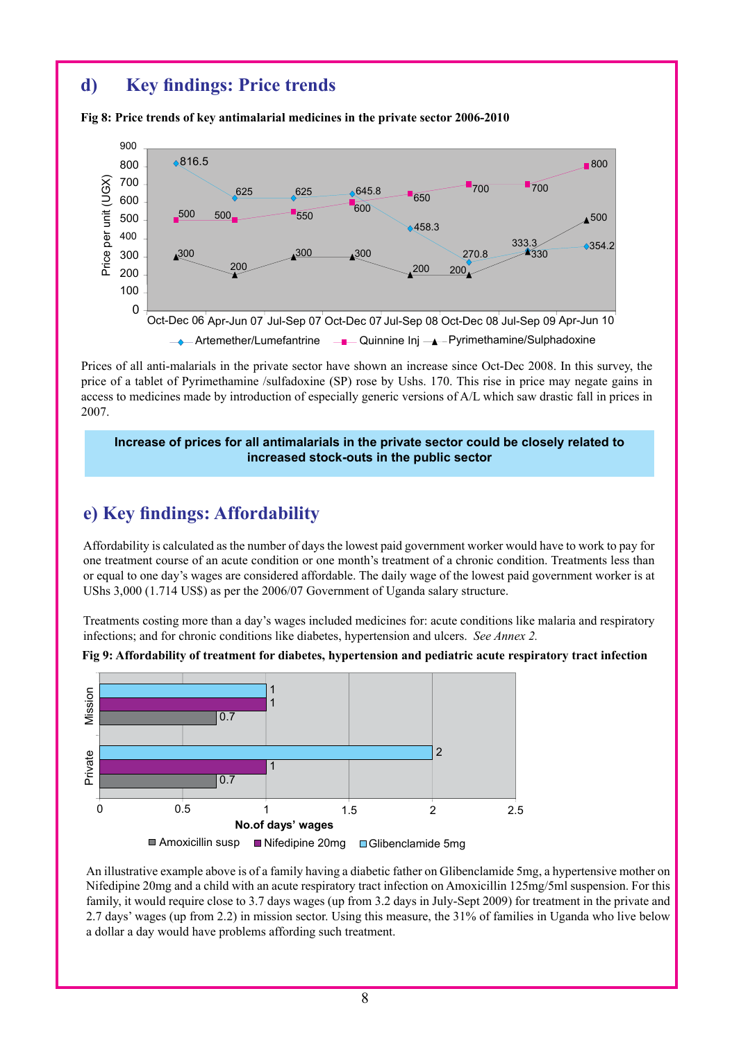## d) Key findings: Price trends

**Fig 8: Price trends of key antimalarial medicines in the private sector 2006-2010**

| Period | Artemether/Lumefantrine | Quinnine Inj | Pyrimethamine/Sulphadoxine |
|---|---|---|---|
| Oct-Dec 06 | 816.5 | 500 | 300 |
| Apr-Jun 07 | 625 | 500 | 200 |
| Jul-Sep 07 | 625 | 550 | 300 |
| Oct-Dec 07 | 645.8 | 600 | 300 |
| Jul-Sep 08 | 458.3 | 650 | 200 |
| Oct-Dec 08 | 270.8 | 700 | 200 |
| Jul-Sep 09 | 333.3 | 700 | 330 |
| Apr-Jun 10 | 354.2 | 800 | 500 |

Price per unit (UGX)

Prices of all anti-malarials in the private sector have shown an increase since Oct-Dec 2008. In this survey, the price of a tablet of Pyrimethamine /sulfadoxine (SP) rose by Ushs. 170. This rise in price may negate gains in access to medicines made by introduction of especially generic versions of A/L which saw drastic fall in prices in 2007.

**Increase of prices for all antimalarials in the private sector could be closely related to increased stock-outs in the public sector**

## e) Key findings: Affordability

Affordability is calculated as the number of days the lowest paid government worker would have to work to pay for one treatment course of an acute condition or one month's treatment of a chronic condition. Treatments less than or equal to one day's wages are considered affordable. The daily wage of the lowest paid government worker is at UShs 3,000 (1.714 US$) as per the 2006/07 Government of Uganda salary structure.

Treatments costing more than a day's wages included medicines for: acute conditions like malaria and respiratory infections; and for chronic conditions like diabetes, hypertension and ulcers. *See Annex 2.*

**Fig 9: Affordability of treatment for diabetes, hypertension and pediatric acute respiratory tract infection**

| Sector | Amoxicillin susp | Nifedipine 20mg | Glibenclamide 5mg |
|---|---|---|---|
| Mission | 0.7 | 1 | 1 |
| Private | 0.7 | 1 | 2 |

No.of days' wages

An illustrative example above is of a family having a diabetic father on Glibenclamide 5mg, a hypertensive mother on Nifedipine 20mg and a child with an acute respiratory tract infection on Amoxicillin 125mg/5ml suspension. For this family, it would require close to 3.7 days wages (up from 3.2 days in July-Sept 2009) for treatment in the private and 2.7 days' wages (up from 2.2) in mission sector. Using this measure, the 31% of families in Uganda who live below a dollar a day would have problems affording such treatment.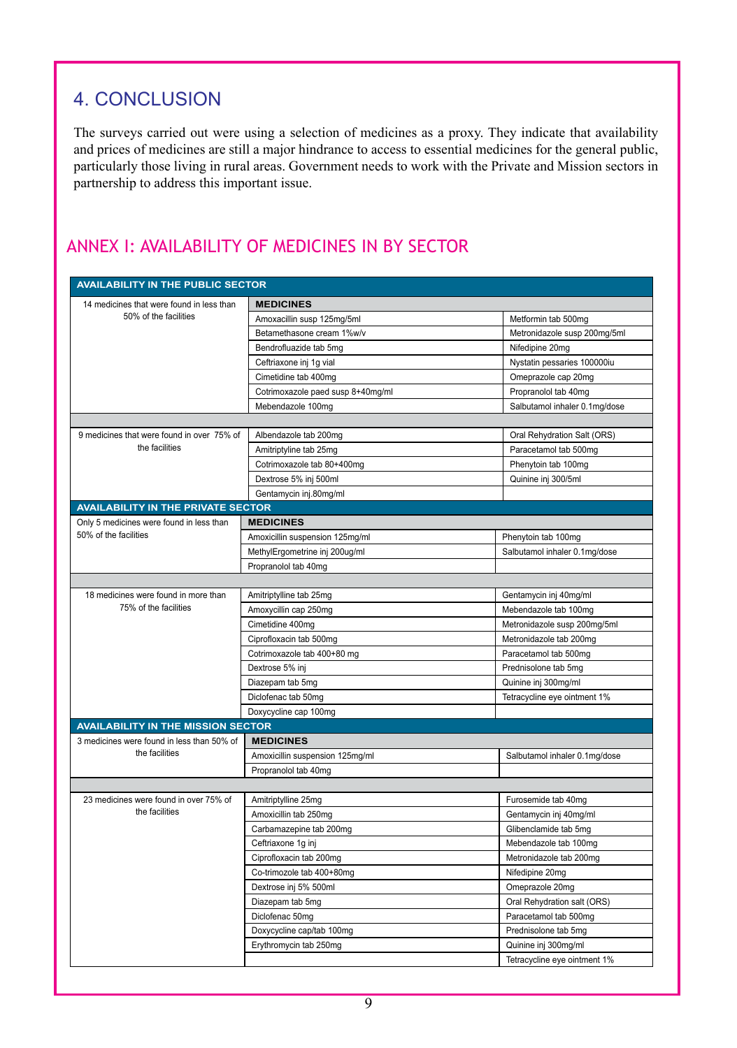## 4. CONCLUSION

The surveys carried out were using a selection of medicines as a proxy. They indicate that availability and prices of medicines are still a major hindrance to access to essential medicines for the general public, particularly those living in rural areas. Government needs to work with the Private and Mission sectors in partnership to address this important issue.

## ANNEX I: AVAILABILITY OF MEDICINES IN BY SECTOR

| AVAILABILITY IN THE PUBLIC SECTOR | | |
|---|---|---|
| 14 medicines that were found in less than 50% of the facilities | **MEDICINES** | |
| | Amoxacillin susp 125mg/5ml | Metformin tab 500mg |
| | Betamethasone cream 1%w/v | Metronidazole susp 200mg/5ml |
| | Bendrofluazide tab 5mg | Nifedipine 20mg |
| | Ceftriaxone inj 1g vial | Nystatin pessaries 100000iu |
| | Cimetidine tab 400mg | Omeprazole cap 20mg |
| | Cotrimoxazole paed susp 8+40mg/ml | Propranolol tab 40mg |
| | Mebendazole 100mg | Salbutamol inhaler 0.1mg/dose |
| | | |
| 9 medicines that were found in over 75% of the facilities | Albendazole tab 200mg | Oral Rehydration Salt (ORS) |
| | Amitriptyline tab 25mg | Paracetamol tab 500mg |
| | Cotrimoxazole tab 80+400mg | Phenytoin tab 100mg |
| | Dextrose 5% inj 500ml | Quinine inj 300/5ml |
| | Gentamycin inj.80mg/ml | |
| **AVAILABILITY IN THE PRIVATE SECTOR** | | |
| Only 5 medicines were found in less than 50% of the facilities | **MEDICINES** | |
| | Amoxicillin suspension 125mg/ml | Phenytoin tab 100mg |
| | MethylErgometrine inj 200ug/ml | Salbutamol inhaler 0.1mg/dose |
| | Propranolol tab 40mg | |
| | | |
| 18 medicines were found in more than 75% of the facilities | Amitriptylline tab 25mg | Gentamycin inj 40mg/ml |
| | Amoxycillin cap 250mg | Mebendazole tab 100mg |
| | Cimetidine 400mg | Metronidazole susp 200mg/5ml |
| | Ciprofloxacin tab 500mg | Metronidazole tab 200mg |
| | Cotrimoxazole tab 400+80 mg | Paracetamol tab 500mg |
| | Dextrose 5% inj | Prednisolone tab 5mg |
| | Diazepam tab 5mg | Quinine inj 300mg/ml |
| | Diclofenac tab 50mg | Tetracycline eye ointment 1% |
| | Doxycycline cap 100mg | |
| **AVAILABILITY IN THE MISSION SECTOR** | | |
| 3 medicines were found in less than 50% of the facilities | **MEDICINES** | |
| | Amoxicillin suspension 125mg/ml | Salbutamol inhaler 0.1mg/dose |
| | Propranolol tab 40mg | |
| | | |
| 23 medicines were found in over 75% of the facilities | Amitriptylline 25mg | Furosemide tab 40mg |
| | Amoxicillin tab 250mg | Gentamycin inj 40mg/ml |
| | Carbamazepine tab 200mg | Glibenclamide tab 5mg |
| | Ceftriaxone 1g inj | Mebendazole tab 100mg |
| | Ciprofloxacin tab 200mg | Metronidazole tab 200mg |
| | Co-trimozole tab 400+80mg | Nifedipine 20mg |
| | Dextrose inj 5% 500ml | Omeprazole 20mg |
| | Diazepam tab 5mg | Oral Rehydration salt (ORS) |
| | Diclofenac 50mg | Paracetamol tab 500mg |
| | Doxycycline cap/tab 100mg | Prednisolone tab 5mg |
| | Erythromycin tab 250mg | Quinine inj 300mg/ml |
| | | Tetracycline eye ointment 1% |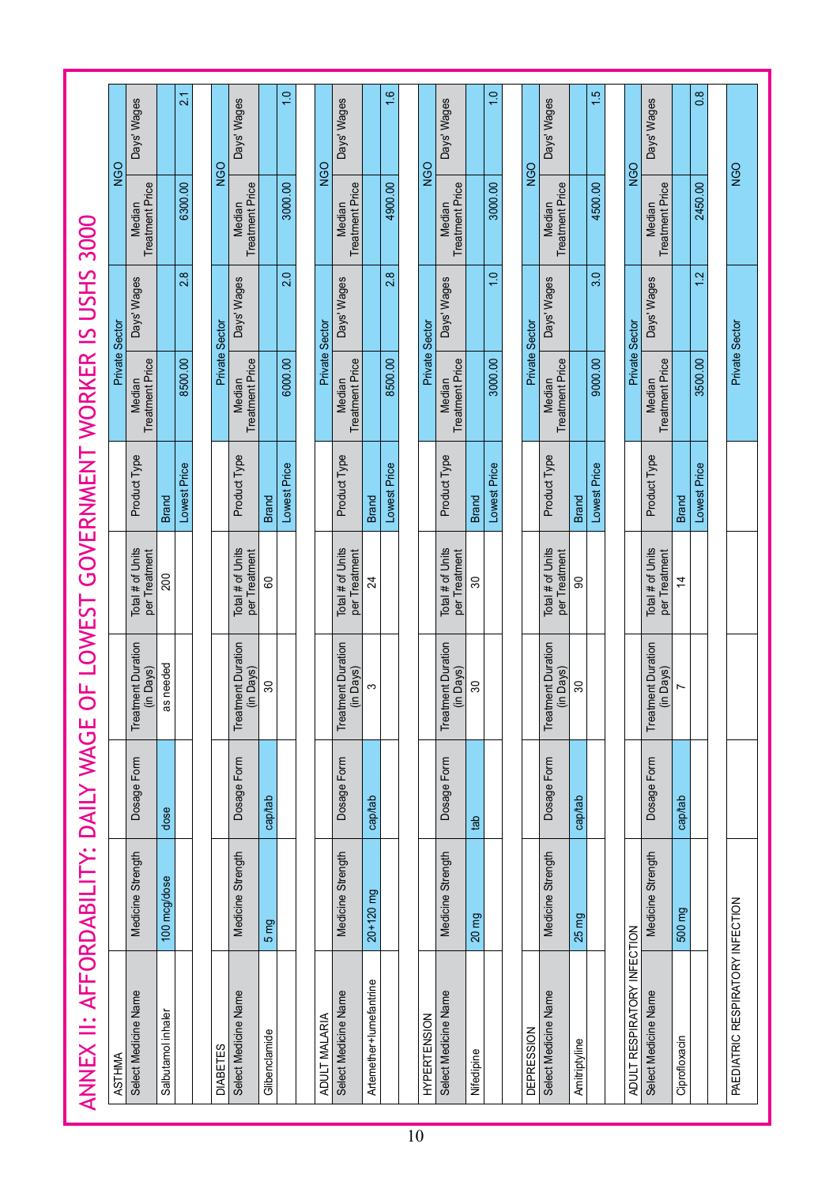# ANNEX II: AFFORDABILITY: DAILY WAGE OF LOWEST GOVERNMENT WORKER IS USHS 3000

**ASTHMA**

| Select Medicine Name | Medicine Strength | Dosage Form | Treatment Duration (in Days) | Total # of Units per Treatment | Product Type | Private Sector Median Treatment Price | Private Sector Days' Wages | NGO Median Treatment Price | NGO Days' Wages |
|---|---|---|---|---|---|---|---|---|---|
| Salbutamol inhaler | 100 mcg/dose | dose | as needed | 200 | Brand | | | | |
| | | | | | Lowest Price | 8500.00 | 2.8 | 6300.00 | 2.1 |

**DIABETES**

| Select Medicine Name | Medicine Strength | Dosage Form | Treatment Duration (in Days) | Total # of Units per Treatment | Product Type | Private Sector Median Treatment Price | Private Sector Days' Wages | NGO Median Treatment Price | NGO Days' Wages |
|---|---|---|---|---|---|---|---|---|---|
| Glibenclamide | 5 mg | cap/tab | 30 | 60 | Brand | | | | |
| | | | | | Lowest Price | 6000.00 | 2.0 | 3000.00 | 1.0 |

**ADULT MALARIA**

| Select Medicine Name | Medicine Strength | Dosage Form | Treatment Duration (in Days) | Total # of Units per Treatment | Product Type | Private Sector Median Treatment Price | Private Sector Days' Wages | NGO Median Treatment Price | NGO Days' Wages |
|---|---|---|---|---|---|---|---|---|---|
| Artemether+lumefantrine | 20+120 mg | cap/tab | 3 | 24 | Brand | | | | |
| | | | | | Lowest Price | 8500.00 | 2.8 | 4900.00 | 1.6 |

**HYPERTENSION**

| Select Medicine Name | Medicine Strength | Dosage Form | Treatment Duration (in Days) | Total # of Units per Treatment | Product Type | Private Sector Median Treatment Price | Private Sector Days' Wages | NGO Median Treatment Price | NGO Days' Wages |
|---|---|---|---|---|---|---|---|---|---|
| Nifedipine | 20 mg | tab | 30 | 30 | Brand | | | | |
| | | | | | Lowest Price | 3000.00 | 1.0 | 3000.00 | 1.0 |

**DEPRESSION**

| Select Medicine Name | Medicine Strength | Dosage Form | Treatment Duration (in Days) | Total # of Units per Treatment | Product Type | Private Sector Median Treatment Price | Private Sector Days' Wages | NGO Median Treatment Price | NGO Days' Wages |
|---|---|---|---|---|---|---|---|---|---|
| Amitriptyline | 25 mg | cap/tab | 30 | 90 | Brand | | | | |
| | | | | | Lowest Price | 9000.00 | 3.0 | 4500.00 | 1.5 |

**ADULT RESPIRATORY INFECTION**

| Select Medicine Name | Medicine Strength | Dosage Form | Treatment Duration (in Days) | Total # of Units per Treatment | Product Type | Private Sector Median Treatment Price | Private Sector Days' Wages | NGO Median Treatment Price | NGO Days' Wages |
|---|---|---|---|---|---|---|---|---|---|
| Ciprofloxacin | 500 mg | cap/tab | 7 | 14 | Brand | | | | |
| | | | | | Lowest Price | 3500.00 | 1.2 | 2450.00 | 0.8 |

**PAEDIATRIC RESPIRATORY INFECTION**

| | | | | | | Private Sector | | NGO | |
|---|---|---|---|---|---|---|---|---|---|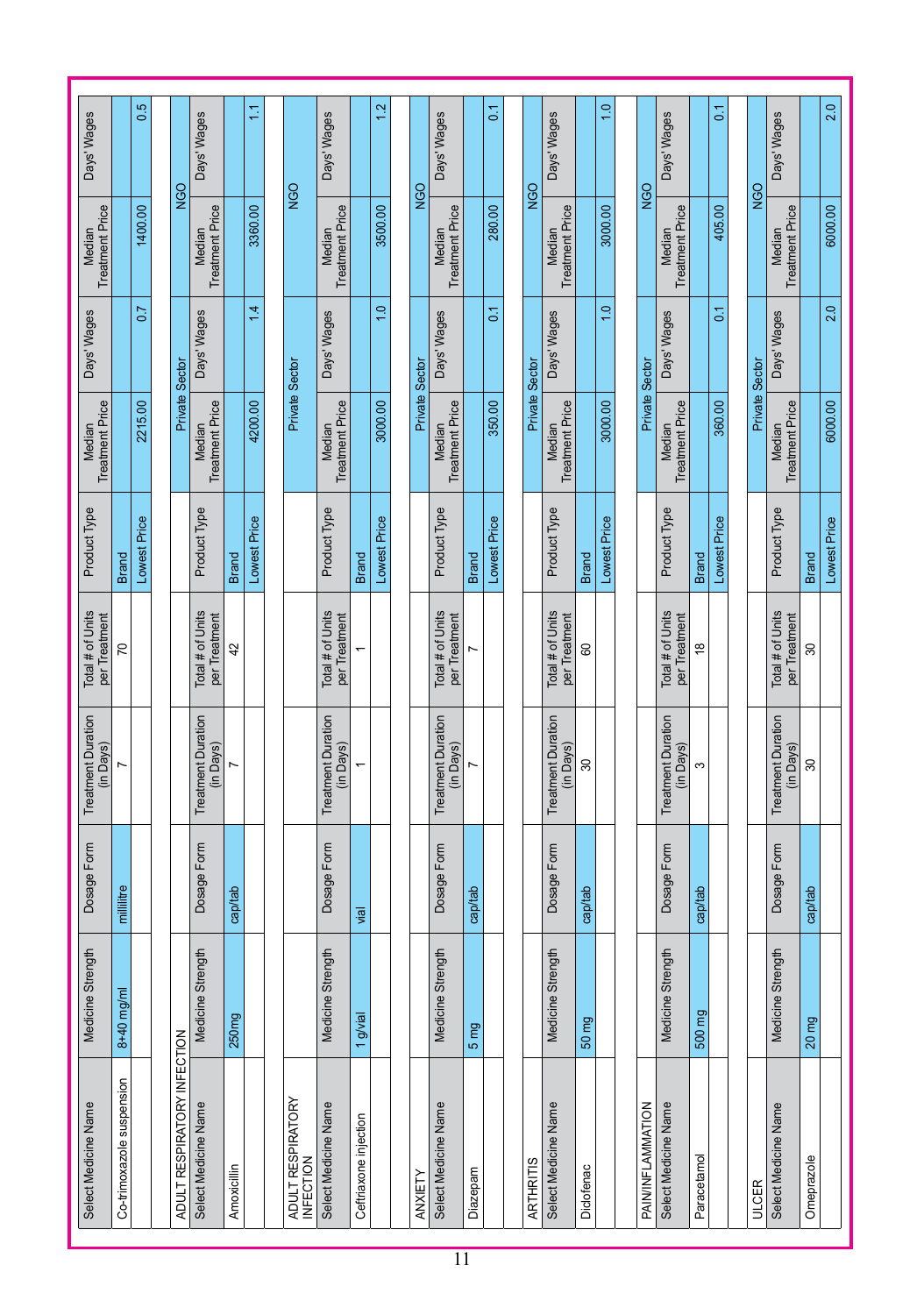| Select Medicine Name | Medicine Strength | Dosage Form | Treatment Duration (in Days) | Total # of Units per Treatment | Product Type | Median Treatment Price | Days' Wages | Median Treatment Price | Days' Wages |
|---|---|---|---|---|---|---|---|---|---|
| Co-trimoxazole suspension | 8+40 mg/ml | millilitre | 7 | 70 | Brand | | | | |
| | | | | | Lowest Price | 2215.00 | 0.7 | 1400.00 | 0.5 |

**ADULT RESPIRATORY INFECTION**

| Select Medicine Name | Medicine Strength | Dosage Form | Treatment Duration (in Days) | Total # of Units per Treatment | Product Type | Private Sector | | NGO | |
|---|---|---|---|---|---|---|---|---|---|
| | | | | | | Median Treatment Price | Days' Wages | Median Treatment Price | Days' Wages |
| Amoxicillin | 250mg | cap/tab | 7 | 42 | Brand | | | | |
| | | | | | Lowest Price | 4200.00 | 1.4 | 3360.00 | 1.1 |

**ADULT RESPIRATORY INFECTION**

| Select Medicine Name | Medicine Strength | Dosage Form | Treatment Duration (in Days) | Total # of Units per Treatment | Product Type | Private Sector | | NGO | |
|---|---|---|---|---|---|---|---|---|---|
| | | | | | | Median Treatment Price | Days' Wages | Median Treatment Price | Days' Wages |
| Ceftriaxone injection | 1 g/vial | vial | 1 | 1 | Brand | | | | |
| | | | | | Lowest Price | 3000.00 | 1.0 | 3500.00 | 1.2 |

**ANXIETY**

| Select Medicine Name | Medicine Strength | Dosage Form | Treatment Duration (in Days) | Total # of Units per Treatment | Product Type | Private Sector | | NGO | |
|---|---|---|---|---|---|---|---|---|---|
| | | | | | | Median Treatment Price | Days' Wages | Median Treatment Price | Days' Wages |
| Diazepam | 5 mg | cap/tab | 7 | 7 | Brand | | | | |
| | | | | | Lowest Price | 350.00 | 0.1 | 280.00 | 0.1 |

**ARTHRITIS**

| Select Medicine Name | Medicine Strength | Dosage Form | Treatment Duration (in Days) | Total # of Units per Treatment | Product Type | Private Sector | | NGO | |
|---|---|---|---|---|---|---|---|---|---|
| | | | | | | Median Treatment Price | Days' Wages | Median Treatment Price | Days' Wages |
| Diclofenac | 50 mg | cap/tab | 30 | 60 | Brand | | | | |
| | | | | | Lowest Price | 3000.00 | 1.0 | 3000.00 | 1.0 |

**PAIN/INFLAMMATION**

| Select Medicine Name | Medicine Strength | Dosage Form | Treatment Duration (in Days) | Total # of Units per Treatment | Product Type | Private Sector | | NGO | |
|---|---|---|---|---|---|---|---|---|---|
| | | | | | | Median Treatment Price | Days' Wages | Median Treatment Price | Days' Wages |
| Paracetamol | 500 mg | cap/tab | 3 | 18 | Brand | | | | |
| | | | | | Lowest Price | 360.00 | 0.1 | 405.00 | 0.1 |

**ULCER**

| Select Medicine Name | Medicine Strength | Dosage Form | Treatment Duration (in Days) | Total # of Units per Treatment | Product Type | Private Sector | | NGO | |
|---|---|---|---|---|---|---|---|---|---|
| | | | | | | Median Treatment Price | Days' Wages | Median Treatment Price | Days' Wages |
| Omeprazole | 20 mg | cap/tab | 30 | 30 | Brand | | | | |
| | | | | | Lowest Price | 6000.00 | 2.0 | 6000.00 | 2.0 |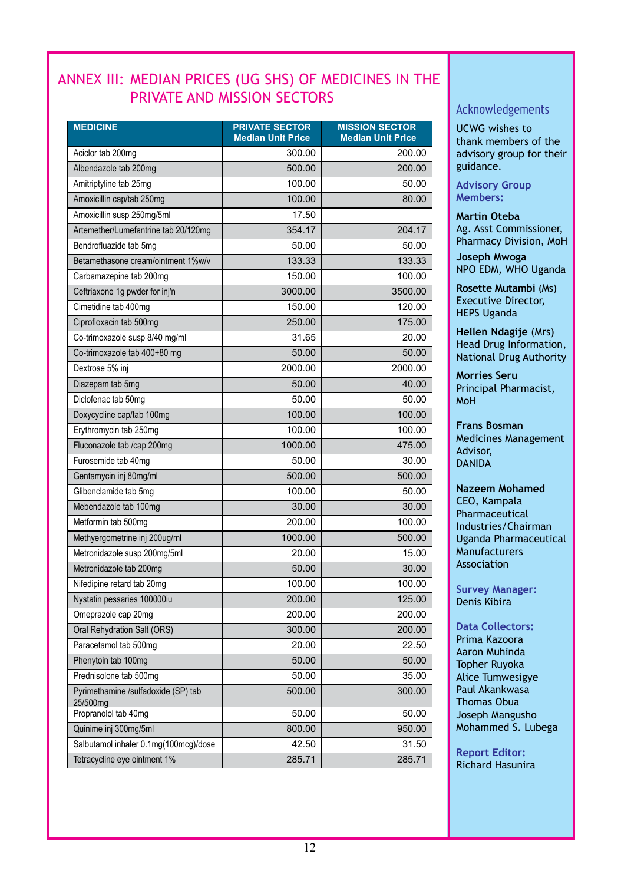# ANNEX III: MEDIAN PRICES (UG SHS) OF MEDICINES IN THE PRIVATE AND MISSION SECTORS

| MEDICINE | PRIVATE SECTOR Median Unit Price | MISSION SECTOR Median Unit Price |
|---|---|---|
| Aciclor tab 200mg | 300.00 | 200.00 |
| Albendazole tab 200mg | 500.00 | 200.00 |
| Amitriptyline tab 25mg | 100.00 | 50.00 |
| Amoxicillin cap/tab 250mg | 100.00 | 80.00 |
| Amoxicillin susp 250mg/5ml | 17.50 | |
| Artemether/Lumefantrine tab 20/120mg | 354.17 | 204.17 |
| Bendrofluazide tab 5mg | 50.00 | 50.00 |
| Betamethasone cream/ointment 1%w/v | 133.33 | 133.33 |
| Carbamazepine tab 200mg | 150.00 | 100.00 |
| Ceftriaxone 1g pwder for inj'n | 3000.00 | 3500.00 |
| Cimetidine tab 400mg | 150.00 | 120.00 |
| Ciprofloxacin tab 500mg | 250.00 | 175.00 |
| Co-trimoxazole susp 8/40 mg/ml | 31.65 | 20.00 |
| Co-trimoxazole tab 400+80 mg | 50.00 | 50.00 |
| Dextrose 5% inj | 2000.00 | 2000.00 |
| Diazepam tab 5mg | 50.00 | 40.00 |
| Diclofenac tab 50mg | 50.00 | 50.00 |
| Doxycycline cap/tab 100mg | 100.00 | 100.00 |
| Erythromycin tab 250mg | 100.00 | 100.00 |
| Fluconazole tab /cap 200mg | 1000.00 | 475.00 |
| Furosemide tab 40mg | 50.00 | 30.00 |
| Gentamycin inj 80mg/ml | 500.00 | 500.00 |
| Glibenclamide tab 5mg | 100.00 | 50.00 |
| Mebendazole tab 100mg | 30.00 | 30.00 |
| Metformin tab 500mg | 200.00 | 100.00 |
| Methyergometrine inj 200ug/ml | 1000.00 | 500.00 |
| Metronidazole susp 200mg/5ml | 20.00 | 15.00 |
| Metronidazole tab 200mg | 50.00 | 30.00 |
| Nifedipine retard tab 20mg | 100.00 | 100.00 |
| Nystatin pessaries 100000iu | 200.00 | 125.00 |
| Omeprazole cap 20mg | 200.00 | 200.00 |
| Oral Rehydration Salt (ORS) | 300.00 | 200.00 |
| Paracetamol tab 500mg | 20.00 | 22.50 |
| Phenytoin tab 100mg | 50.00 | 50.00 |
| Prednisolone tab 500mg | 50.00 | 35.00 |
| Pyrimethamine /sulfadoxide (SP) tab 25/500mg | 500.00 | 300.00 |
| Propranolol tab 40mg | 50.00 | 50.00 |
| Quinime inj 300mg/5ml | 800.00 | 950.00 |
| Salbutamol inhaler 0.1mg(100mcg)/dose | 42.50 | 31.50 |
| Tetracycline eye ointment 1% | 285.71 | 285.71 |

## Acknowledgements

UCWG wishes to thank members of the advisory group for their guidance.

**Advisory Group Members:**

**Martin Oteba**
Ag. Asst Commissioner, Pharmacy Division, MoH

**Joseph Mwoga**
NPO EDM, WHO Uganda

**Rosette Mutambi** (Ms)
Executive Director, HEPS Uganda

**Hellen Ndagije** (Mrs)
Head Drug Information, National Drug Authority

**Morries Seru**
Principal Pharmacist, MoH

**Frans Bosman**
Medicines Management Advisor, DANIDA

**Nazeem Mohamed**
CEO, Kampala Pharmaceutical Industries/Chairman Uganda Pharmaceutical Manufacturers Association

**Survey Manager:**
Denis Kibira

**Data Collectors:**
Prima Kazoora
Aaron Muhinda
Topher Ruyoka
Alice Tumwesigye
Paul Akankwasa
Thomas Obua
Joseph Mangusho
Mohammed S. Lubega

**Report Editor:**
Richard Hasunira